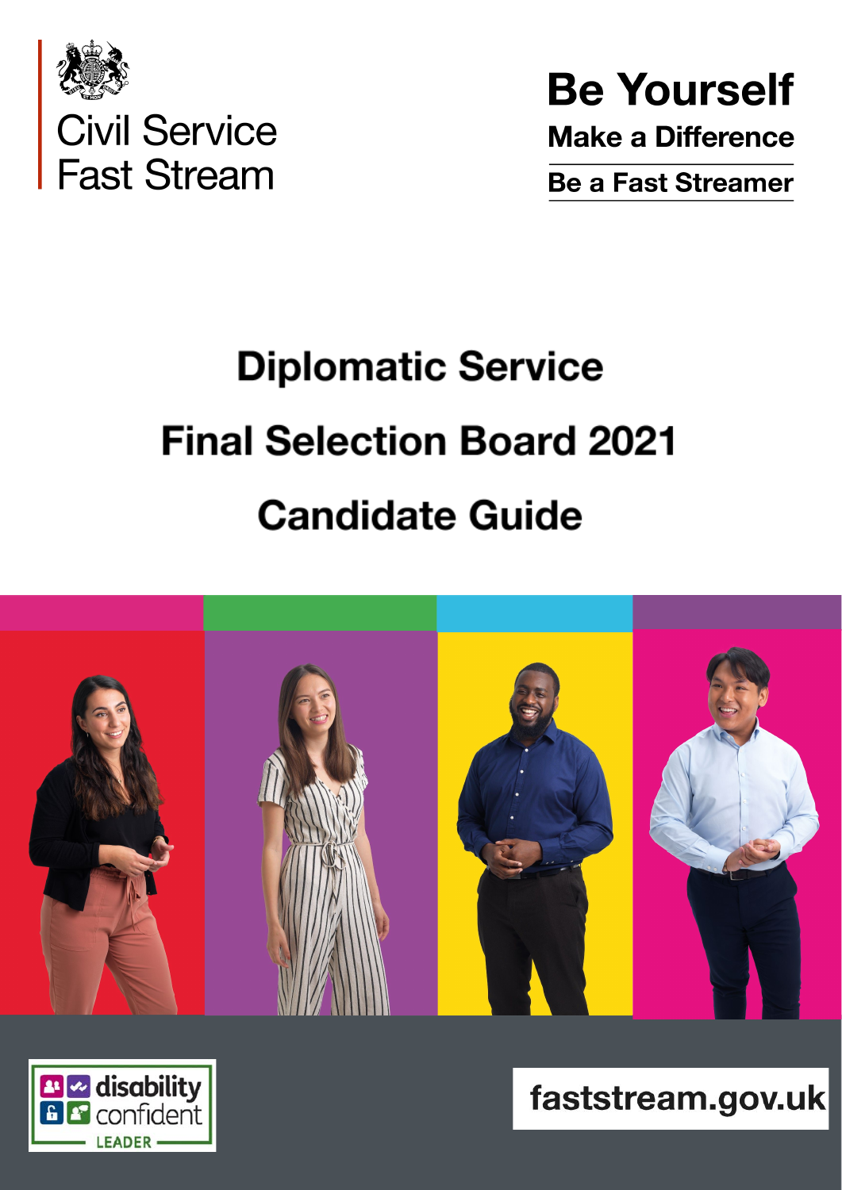Civil Service Fast Stream

**Be Yourself**

**Make a Difference**

**Be a Fast Streamer**

# Diplomatic Service

# Final Selection Board 2021

# Candidate Guide

disability confident LEADER

faststream.gov.uk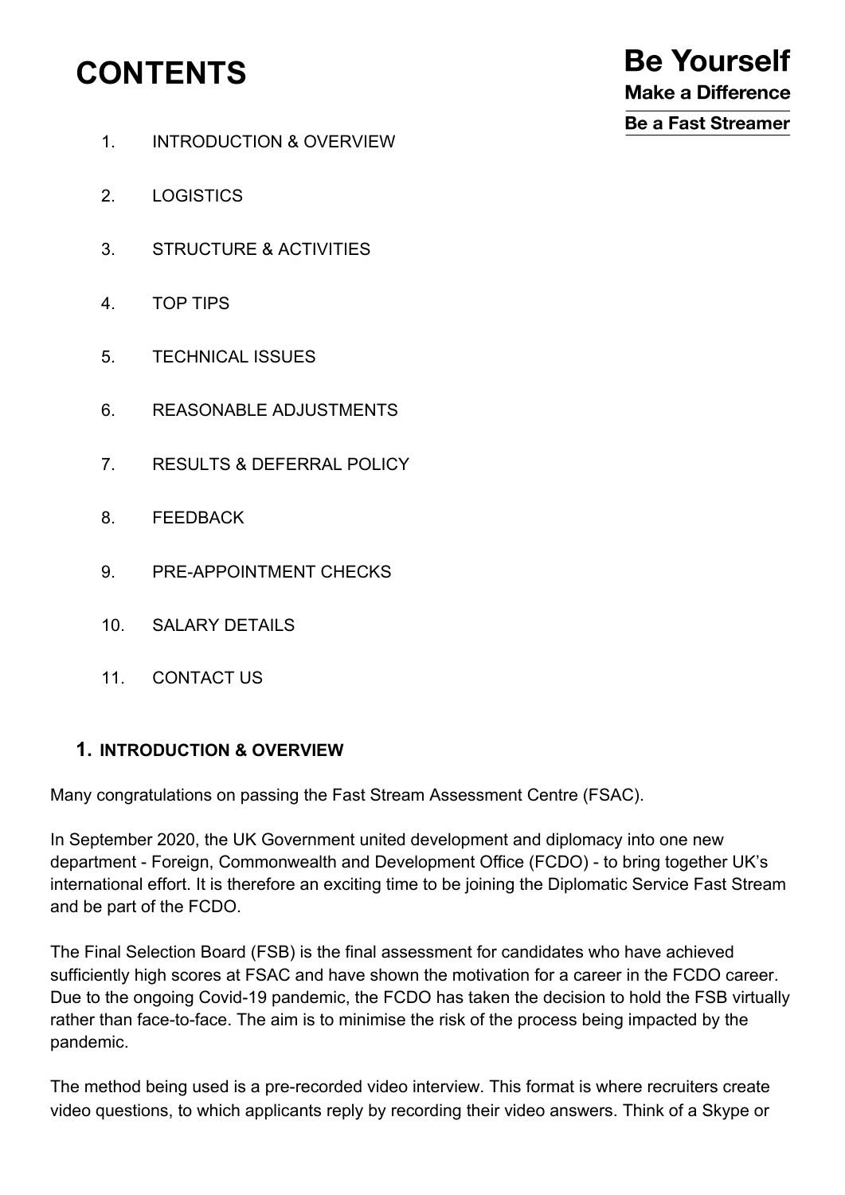# CONTENTS

**Be Yourself**

**Make a Difference**

**Be a Fast Streamer**

1. INTRODUCTION & OVERVIEW
2. LOGISTICS
3. STRUCTURE & ACTIVITIES
4. TOP TIPS
5. TECHNICAL ISSUES
6. REASONABLE ADJUSTMENTS
7. RESULTS & DEFERRAL POLICY
8. FEEDBACK
9. PRE-APPOINTMENT CHECKS
10. SALARY DETAILS
11. CONTACT US

## 1. INTRODUCTION & OVERVIEW

Many congratulations on passing the Fast Stream Assessment Centre (FSAC).

In September 2020, the UK Government united development and diplomacy into one new department - Foreign, Commonwealth and Development Office (FCDO) - to bring together UK's international effort. It is therefore an exciting time to be joining the Diplomatic Service Fast Stream and be part of the FCDO.

The Final Selection Board (FSB) is the final assessment for candidates who have achieved sufficiently high scores at FSAC and have shown the motivation for a career in the FCDO career. Due to the ongoing Covid-19 pandemic, the FCDO has taken the decision to hold the FSB virtually rather than face-to-face. The aim is to minimise the risk of the process being impacted by the pandemic.

The method being used is a pre-recorded video interview. This format is where recruiters create video questions, to which applicants reply by recording their video answers. Think of a Skype or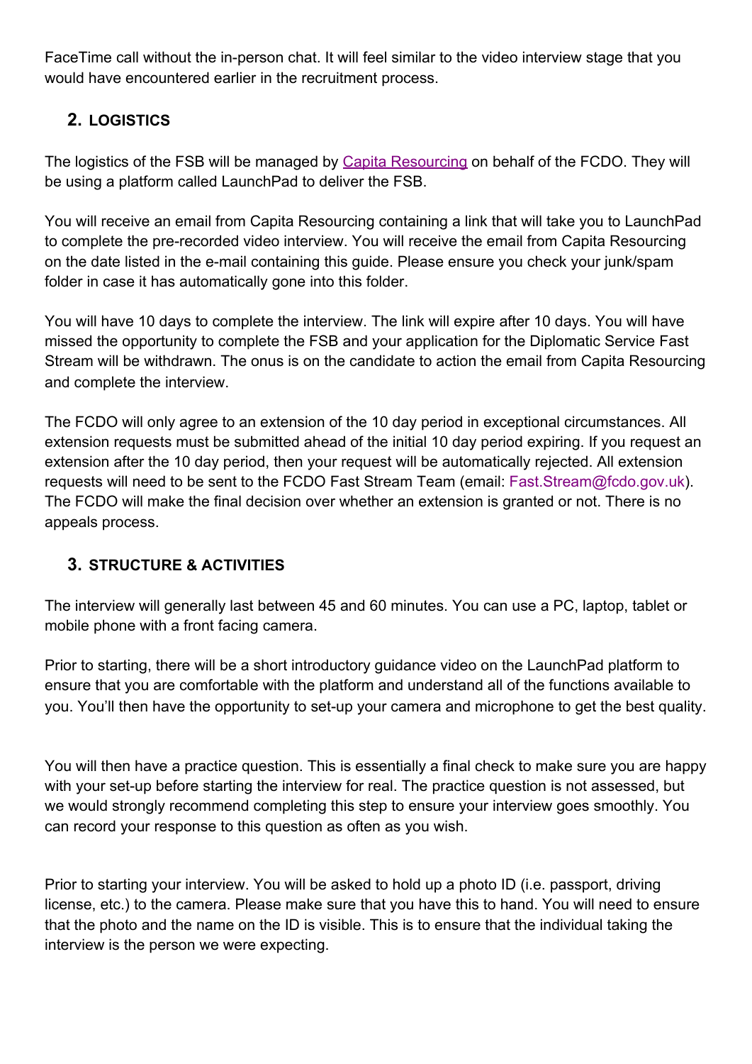FaceTime call without the in-person chat. It will feel similar to the video interview stage that you would have encountered earlier in the recruitment process.

## 2. LOGISTICS

The logistics of the FSB will be managed by Capita Resourcing on behalf of the FCDO. They will be using a platform called LaunchPad to deliver the FSB.

You will receive an email from Capita Resourcing containing a link that will take you to LaunchPad to complete the pre-recorded video interview. You will receive the email from Capita Resourcing on the date listed in the e-mail containing this guide. Please ensure you check your junk/spam folder in case it has automatically gone into this folder.

You will have 10 days to complete the interview. The link will expire after 10 days. You will have missed the opportunity to complete the FSB and your application for the Diplomatic Service Fast Stream will be withdrawn. The onus is on the candidate to action the email from Capita Resourcing and complete the interview.

The FCDO will only agree to an extension of the 10 day period in exceptional circumstances. All extension requests must be submitted ahead of the initial 10 day period expiring. If you request an extension after the 10 day period, then your request will be automatically rejected. All extension requests will need to be sent to the FCDO Fast Stream Team (email: Fast.Stream@fcdo.gov.uk). The FCDO will make the final decision over whether an extension is granted or not. There is no appeals process.

## 3. STRUCTURE & ACTIVITIES

The interview will generally last between 45 and 60 minutes. You can use a PC, laptop, tablet or mobile phone with a front facing camera.

Prior to starting, there will be a short introductory guidance video on the LaunchPad platform to ensure that you are comfortable with the platform and understand all of the functions available to you. You'll then have the opportunity to set-up your camera and microphone to get the best quality.

You will then have a practice question. This is essentially a final check to make sure you are happy with your set-up before starting the interview for real. The practice question is not assessed, but we would strongly recommend completing this step to ensure your interview goes smoothly. You can record your response to this question as often as you wish.

Prior to starting your interview. You will be asked to hold up a photo ID (i.e. passport, driving license, etc.) to the camera. Please make sure that you have this to hand. You will need to ensure that the photo and the name on the ID is visible. This is to ensure that the individual taking the interview is the person we were expecting.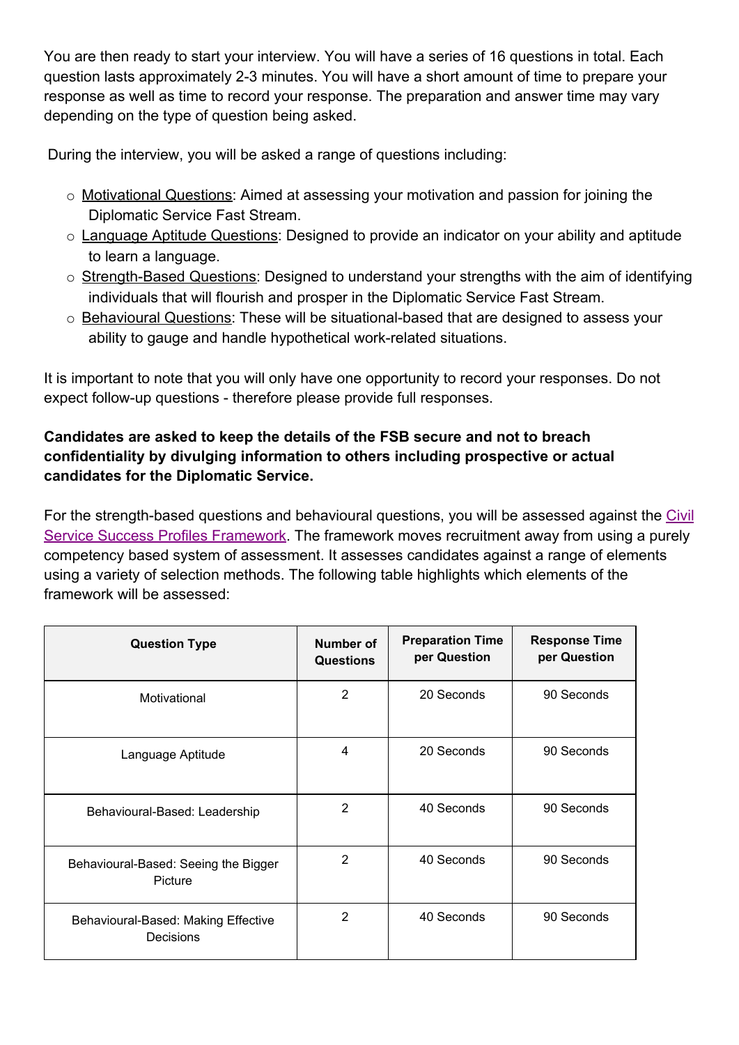You are then ready to start your interview. You will have a series of 16 questions in total. Each question lasts approximately 2-3 minutes. You will have a short amount of time to prepare your response as well as time to record your response. The preparation and answer time may vary depending on the type of question being asked.

During the interview, you will be asked a range of questions including:

- Motivational Questions: Aimed at assessing your motivation and passion for joining the Diplomatic Service Fast Stream.
- Language Aptitude Questions: Designed to provide an indicator on your ability and aptitude to learn a language.
- Strength-Based Questions: Designed to understand your strengths with the aim of identifying individuals that will flourish and prosper in the Diplomatic Service Fast Stream.
- Behavioural Questions: These will be situational-based that are designed to assess your ability to gauge and handle hypothetical work-related situations.

It is important to note that you will only have one opportunity to record your responses. Do not expect follow-up questions - therefore please provide full responses.

**Candidates are asked to keep the details of the FSB secure and not to breach confidentiality by divulging information to others including prospective or actual candidates for the Diplomatic Service.**

For the strength-based questions and behavioural questions, you will be assessed against the Civil Service Success Profiles Framework. The framework moves recruitment away from using a purely competency based system of assessment. It assesses candidates against a range of elements using a variety of selection methods. The following table highlights which elements of the framework will be assessed:

| Question Type | Number of Questions | Preparation Time per Question | Response Time per Question |
|---|---|---|---|
| Motivational | 2 | 20 Seconds | 90 Seconds |
| Language Aptitude | 4 | 20 Seconds | 90 Seconds |
| Behavioural-Based: Leadership | 2 | 40 Seconds | 90 Seconds |
| Behavioural-Based: Seeing the Bigger Picture | 2 | 40 Seconds | 90 Seconds |
| Behavioural-Based: Making Effective Decisions | 2 | 40 Seconds | 90 Seconds |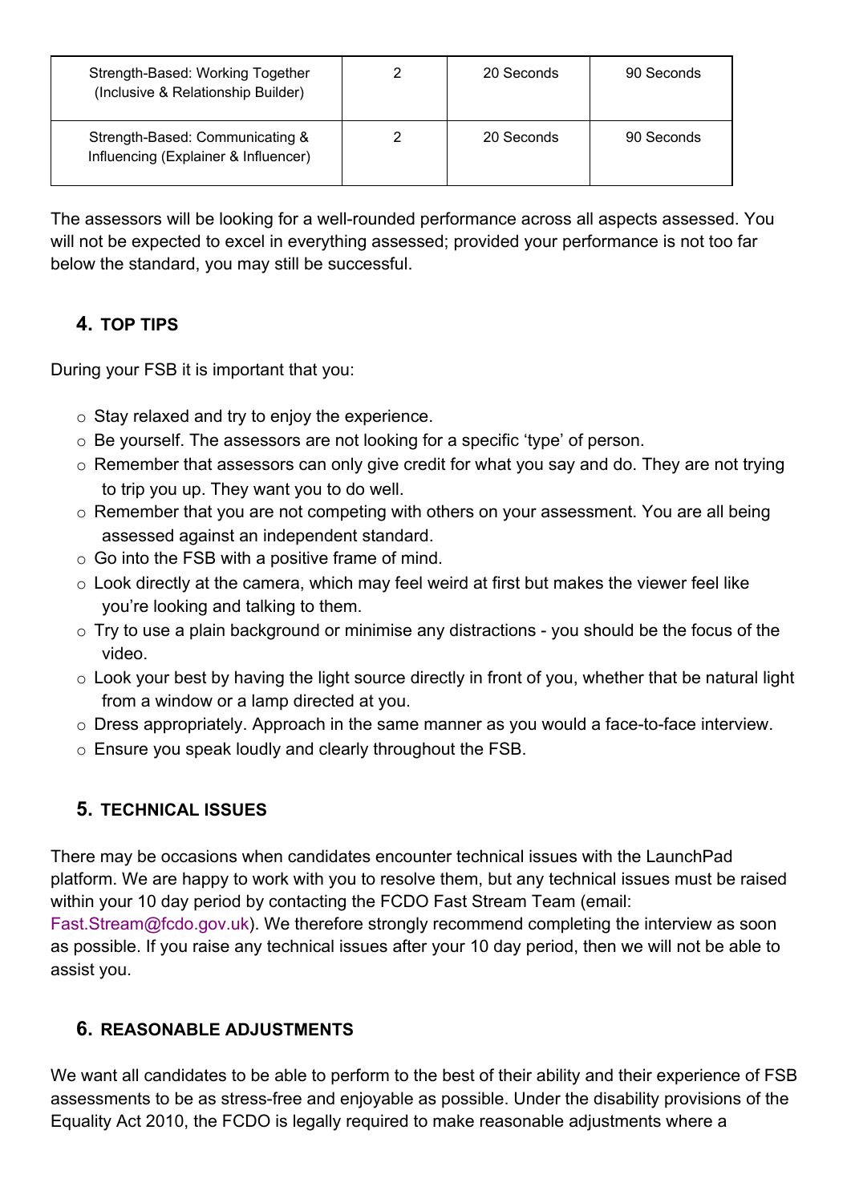| Strength-Based: Working Together (Inclusive & Relationship Builder) | 2 | 20 Seconds | 90 Seconds |
|---|---|---|---|
| Strength-Based: Communicating & Influencing (Explainer & Influencer) | 2 | 20 Seconds | 90 Seconds |

The assessors will be looking for a well-rounded performance across all aspects assessed. You will not be expected to excel in everything assessed; provided your performance is not too far below the standard, you may still be successful.

## 4. TOP TIPS

During your FSB it is important that you:

- Stay relaxed and try to enjoy the experience.
- Be yourself. The assessors are not looking for a specific ‘type’ of person.
- Remember that assessors can only give credit for what you say and do. They are not trying to trip you up. They want you to do well.
- Remember that you are not competing with others on your assessment. You are all being assessed against an independent standard.
- Go into the FSB with a positive frame of mind.
- Look directly at the camera, which may feel weird at first but makes the viewer feel like you’re looking and talking to them.
- Try to use a plain background or minimise any distractions - you should be the focus of the video.
- Look your best by having the light source directly in front of you, whether that be natural light from a window or a lamp directed at you.
- Dress appropriately. Approach in the same manner as you would a face-to-face interview.
- Ensure you speak loudly and clearly throughout the FSB.

## 5. TECHNICAL ISSUES

There may be occasions when candidates encounter technical issues with the LaunchPad platform. We are happy to work with you to resolve them, but any technical issues must be raised within your 10 day period by contacting the FCDO Fast Stream Team (email: Fast.Stream@fcdo.gov.uk). We therefore strongly recommend completing the interview as soon as possible. If you raise any technical issues after your 10 day period, then we will not be able to assist you.

## 6. REASONABLE ADJUSTMENTS

We want all candidates to be able to perform to the best of their ability and their experience of FSB assessments to be as stress-free and enjoyable as possible. Under the disability provisions of the Equality Act 2010, the FCDO is legally required to make reasonable adjustments where a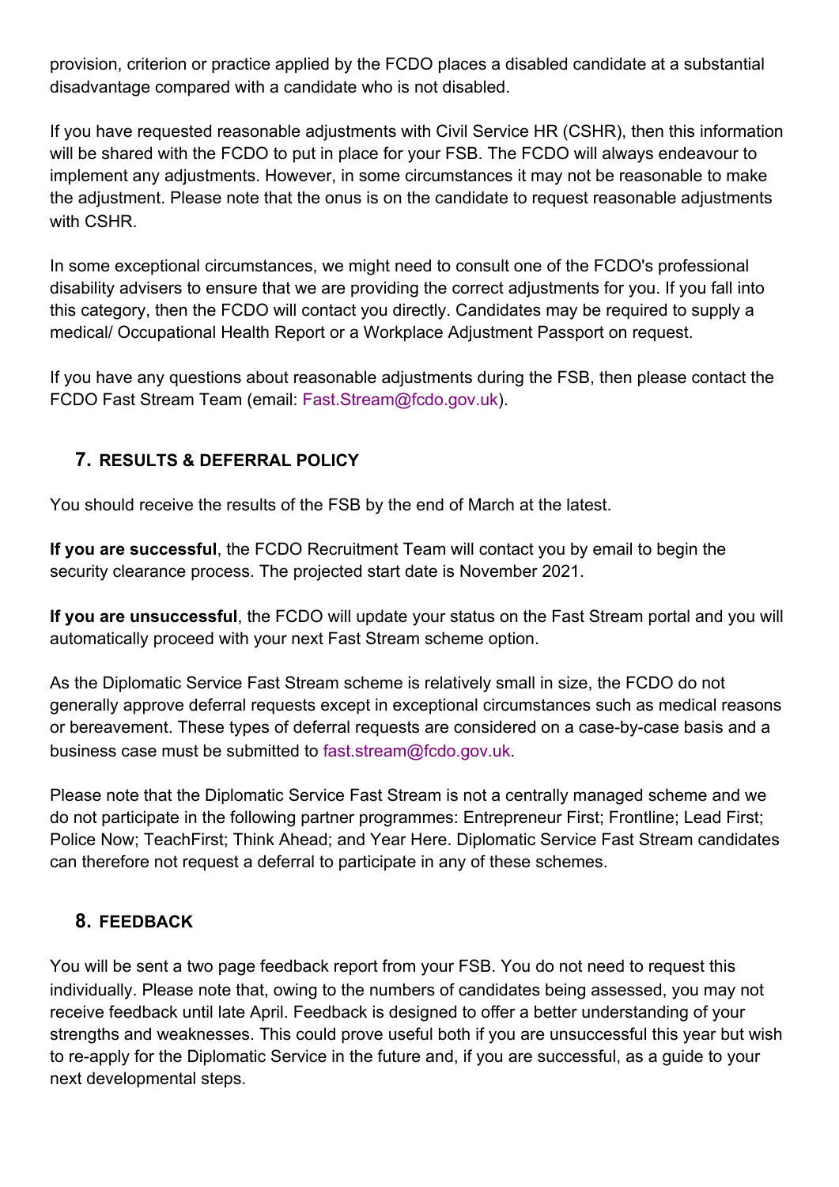provision, criterion or practice applied by the FCDO places a disabled candidate at a substantial disadvantage compared with a candidate who is not disabled.

If you have requested reasonable adjustments with Civil Service HR (CSHR), then this information will be shared with the FCDO to put in place for your FSB. The FCDO will always endeavour to implement any adjustments. However, in some circumstances it may not be reasonable to make the adjustment. Please note that the onus is on the candidate to request reasonable adjustments with CSHR.

In some exceptional circumstances, we might need to consult one of the FCDO's professional disability advisers to ensure that we are providing the correct adjustments for you. If you fall into this category, then the FCDO will contact you directly. Candidates may be required to supply a medical/ Occupational Health Report or a Workplace Adjustment Passport on request.

If you have any questions about reasonable adjustments during the FSB, then please contact the FCDO Fast Stream Team (email: Fast.Stream@fcdo.gov.uk).

## 7. RESULTS & DEFERRAL POLICY

You should receive the results of the FSB by the end of March at the latest.

**If you are successful**, the FCDO Recruitment Team will contact you by email to begin the security clearance process. The projected start date is November 2021.

**If you are unsuccessful**, the FCDO will update your status on the Fast Stream portal and you will automatically proceed with your next Fast Stream scheme option.

As the Diplomatic Service Fast Stream scheme is relatively small in size, the FCDO do not generally approve deferral requests except in exceptional circumstances such as medical reasons or bereavement. These types of deferral requests are considered on a case-by-case basis and a business case must be submitted to fast.stream@fcdo.gov.uk.

Please note that the Diplomatic Service Fast Stream is not a centrally managed scheme and we do not participate in the following partner programmes: Entrepreneur First; Frontline; Lead First; Police Now; TeachFirst; Think Ahead; and Year Here. Diplomatic Service Fast Stream candidates can therefore not request a deferral to participate in any of these schemes.

## 8. FEEDBACK

You will be sent a two page feedback report from your FSB. You do not need to request this individually. Please note that, owing to the numbers of candidates being assessed, you may not receive feedback until late April. Feedback is designed to offer a better understanding of your strengths and weaknesses. This could prove useful both if you are unsuccessful this year but wish to re-apply for the Diplomatic Service in the future and, if you are successful, as a guide to your next developmental steps.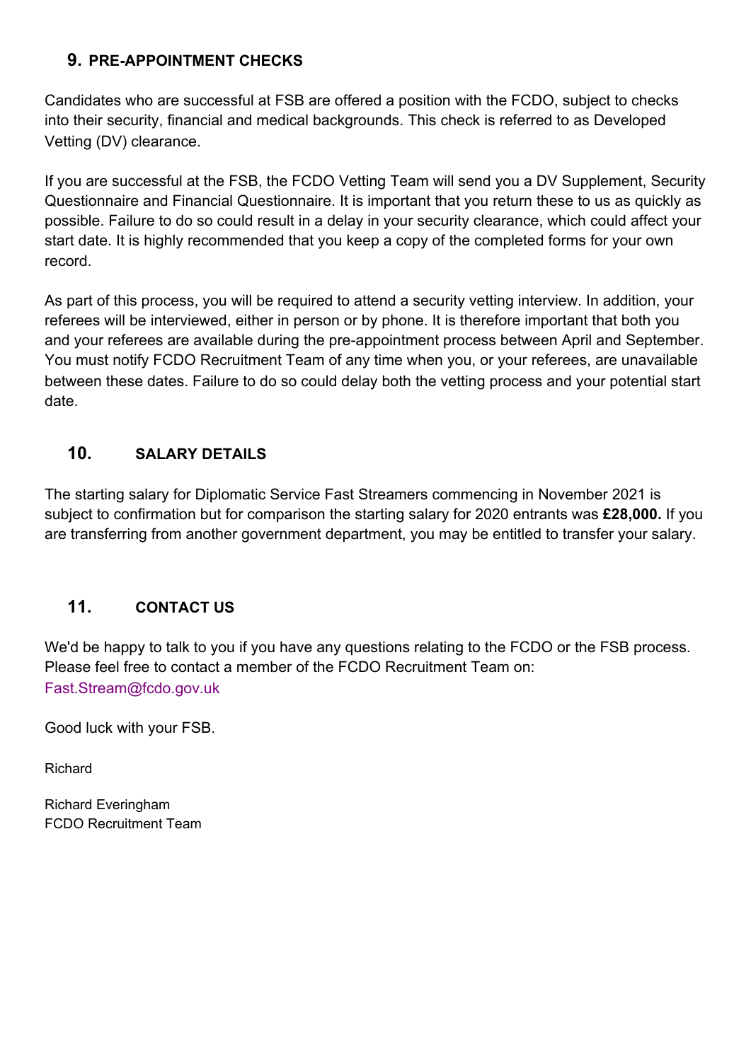## 9. PRE-APPOINTMENT CHECKS

Candidates who are successful at FSB are offered a position with the FCDO, subject to checks into their security, financial and medical backgrounds. This check is referred to as Developed Vetting (DV) clearance.

If you are successful at the FSB, the FCDO Vetting Team will send you a DV Supplement, Security Questionnaire and Financial Questionnaire. It is important that you return these to us as quickly as possible. Failure to do so could result in a delay in your security clearance, which could affect your start date. It is highly recommended that you keep a copy of the completed forms for your own record.

As part of this process, you will be required to attend a security vetting interview. In addition, your referees will be interviewed, either in person or by phone. It is therefore important that both you and your referees are available during the pre-appointment process between April and September. You must notify FCDO Recruitment Team of any time when you, or your referees, are unavailable between these dates. Failure to do so could delay both the vetting process and your potential start date.

## 10. SALARY DETAILS

The starting salary for Diplomatic Service Fast Streamers commencing in November 2021 is subject to confirmation but for comparison the starting salary for 2020 entrants was **£28,000.** If you are transferring from another government department, you may be entitled to transfer your salary.

## 11. CONTACT US

We'd be happy to talk to you if you have any questions relating to the FCDO or the FSB process. Please feel free to contact a member of the FCDO Recruitment Team on: Fast.Stream@fcdo.gov.uk

Good luck with your FSB.

Richard

Richard Everingham
FCDO Recruitment Team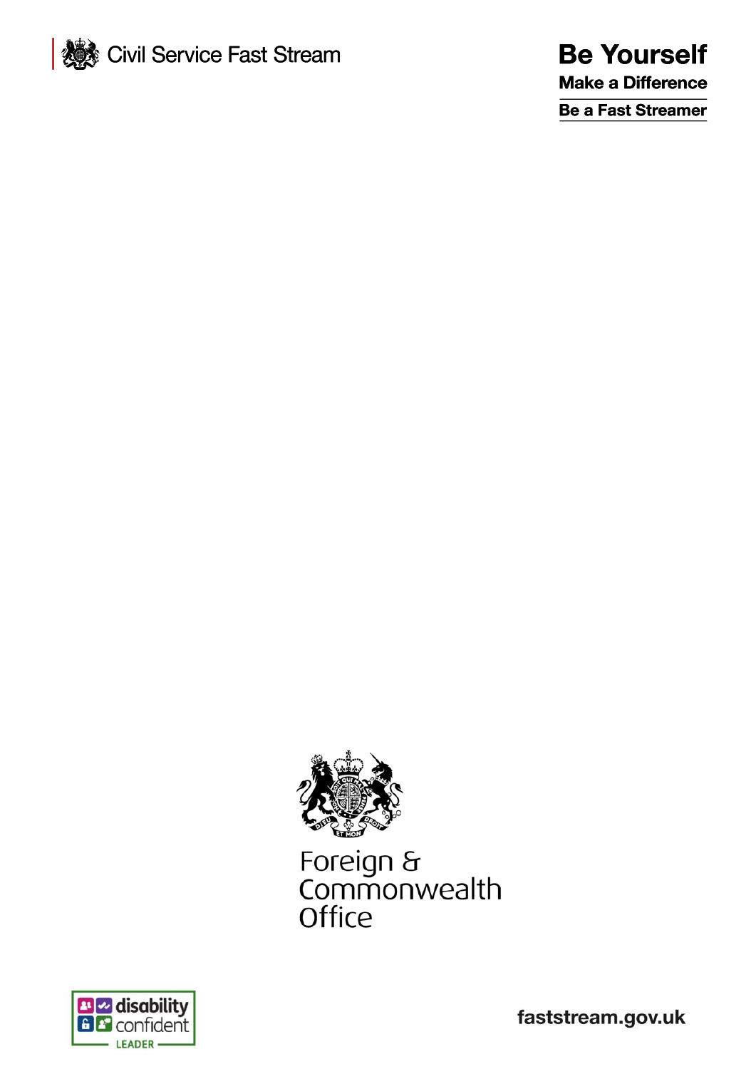Civil Service Fast Stream

**Be Yourself**

**Make a Difference**

**Be a Fast Streamer**

Foreign & Commonwealth Office

disability confident LEADER

**faststream.gov.uk**